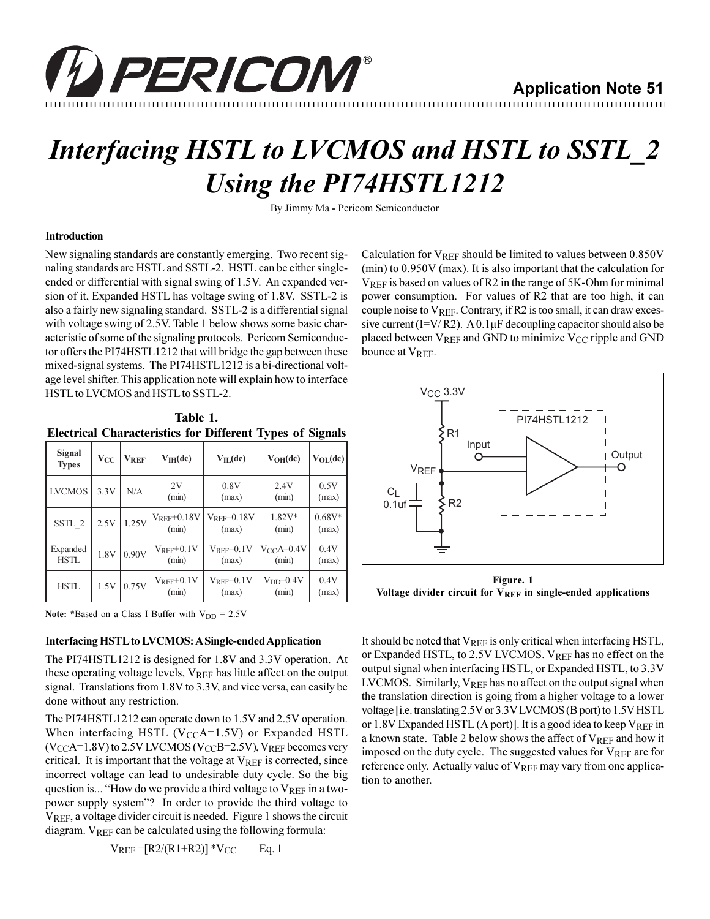# Application Note 51

# *Interfacing HSTL to LVCMOS and HSTL to SSTL_2 Using the PI74HSTL1212*

By Jimmy Ma - Pericom Semiconductor

### Introduction

New signaling standards are constantly emerging. Two recent signaling standards are HSTL and SSTL-2. HSTL can be either single-ended or differential with signal swing of 1.5V. An expanded version of it, Expanded HSTL has voltage swing of 1.8V. SSTL-2 is also a fairly new signaling standard. SSTL-2 is a differential signal with voltage swing of 2.5V. Table 1 below shows some basic characteristic of some of the signaling protocols. Pericom Semiconductor offers the PI74HSTL1212 that will bridge the gap between these mixed-signal systems. The PI74HSTL1212 is a bi-directional voltage level shifter. This application note will explain how to interface HSTL to LVCMOS and HSTL to SSTL-2.

**Table 1. Electrical Characteristics for Different Types of Signals**

| Signal Types | $V_{CC}$ | $V_{REF}$ | $V_{IH}$(dc) | $V_{IL}$(dc) | $V_{OH}$(dc) | $V_{OL}$(dc) |
|---|---|---|---|---|---|---|
| LVCMOS | 3.3V | N/A | 2V (min) | 0.8V (max) | 2.4V (min) | 0.5V (max) |
| SSTL_2 | 2.5V | 1.25V | $V_{REF}$+0.18V (min) | $V_{REF}$–0.18V (max) | 1.82V* (min) | 0.68V* (max) |
| Expanded HSTL | 1.8V | 0.90V | $V_{REF}$+0.1V (min) | $V_{REF}$–0.1V (max) | $V_{CC}$A–0.4V (min) | 0.4V (max) |
| HSTL | 1.5V | 0.75V | $V_{REF}$+0.1V (min) | $V_{REF}$–0.1V (max) | $V_{DD}$–0.4V (min) | 0.4V (max) |

**Note:** *Based on a Class I Buffer with $V_{DD}$ = 2.5V

### Interfacing HSTL to LVCMOS: A Single-ended Application

The PI74HSTL1212 is designed for 1.8V and 3.3V operation. At these operating voltage levels, $V_{REF}$ has little affect on the output signal. Translations from 1.8V to 3.3V, and vice versa, can easily be done without any restriction.

The PI74HSTL1212 can operate down to 1.5V and 2.5V operation. When interfacing HSTL ($V_{CC}$A=1.5V) or Expanded HSTL ($V_{CC}$A=1.8V) to 2.5V LVCMOS ($V_{CC}$B=2.5V), $V_{REF}$ becomes very critical. It is important that the voltage at $V_{REF}$ is corrected, since incorrect voltage can lead to undesirable duty cycle. So the big question is... "How do we provide a third voltage to $V_{REF}$ in a two-power supply system"? In order to provide the third voltage to $V_{REF}$, a voltage divider circuit is needed. Figure 1 shows the circuit diagram. $V_{REF}$ can be calculated using the following formula:

$$V_{REF} = [R2/(R1+R2)] * V_{CC} \qquad \text{Eq. 1}$$

Calculation for $V_{REF}$ should be limited to values between 0.850V (min) to 0.950V (max). It is also important that the calculation for $V_{REF}$ is based on values of R2 in the range of 5K-Ohm for minimal power consumption. For values of R2 that are too high, it can couple noise to $V_{REF}$. Contrary, if R2 is too small, it can draw excessive current (I=V/ R2). A 0.1µF decoupling capacitor should also be placed between $V_{REF}$ and GND to minimize $V_{CC}$ ripple and GND bounce at $V_{REF}$.

**Figure. 1**
**Voltage divider circuit for $V_{REF}$ in single-ended applications**

It should be noted that $V_{REF}$ is only critical when interfacing HSTL, or Expanded HSTL, to 2.5V LVCMOS. $V_{REF}$ has no effect on the output signal when interfacing HSTL, or Expanded HSTL, to 3.3V LVCMOS. Similarly, $V_{REF}$ has no affect on the output signal when the translation direction is going from a higher voltage to a lower voltage [i.e. translating 2.5V or 3.3V LVCMOS (B port) to 1.5V HSTL or 1.8V Expanded HSTL (A port)]. It is a good idea to keep $V_{REF}$ in a known state. Table 2 below shows the affect of $V_{REF}$ and how it imposed on the duty cycle. The suggested values for $V_{REF}$ are for reference only. Actually value of $V_{REF}$ may vary from one application to another.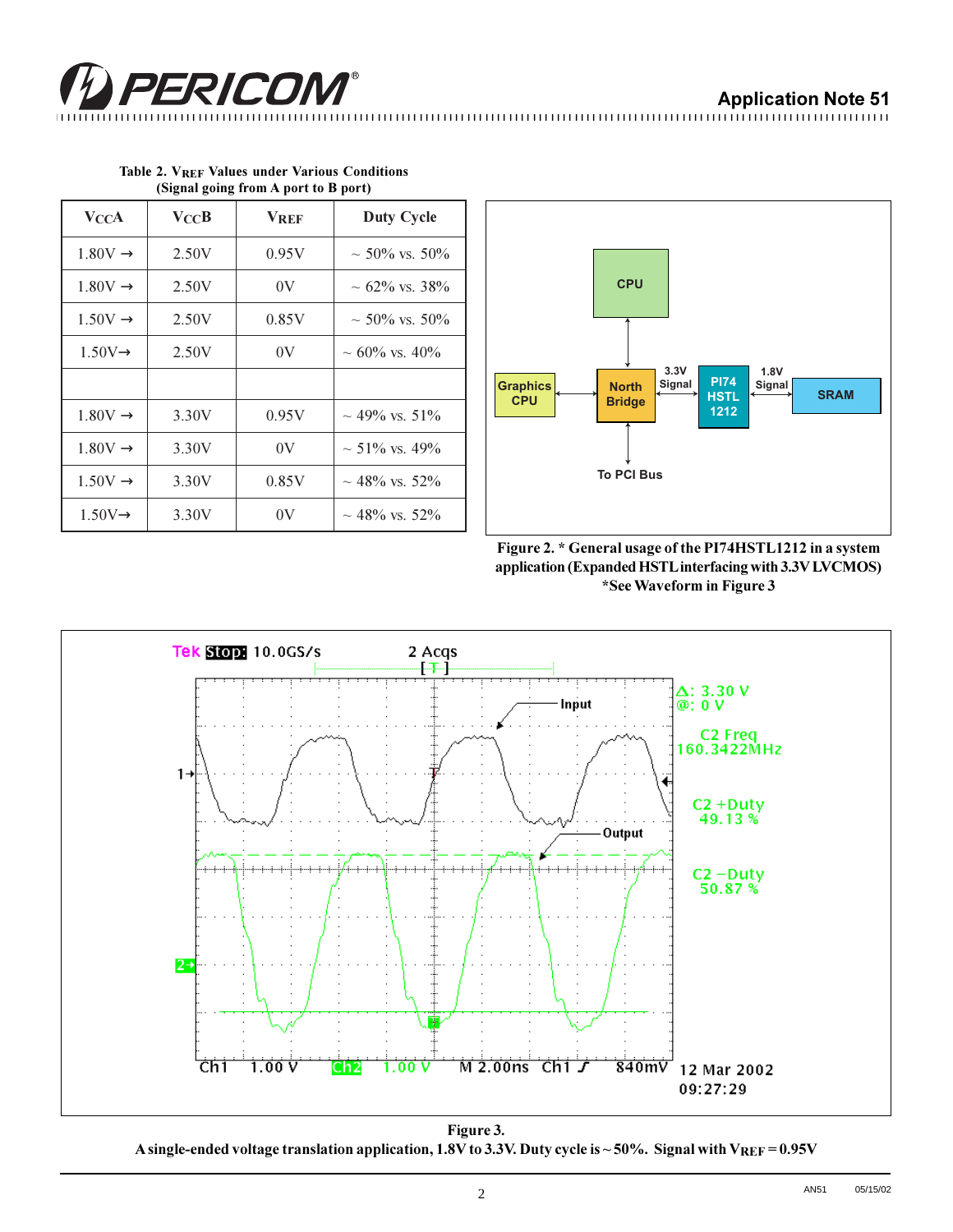**Table 2. $V_{REF}$ Values under Various Conditions (Signal going from A port to B port)**

| $V_{CC}A$ | $V_{CC}B$ | $V_{REF}$ | Duty Cycle |
|---|---|---|---|
| 1.80V → | 2.50V | 0.95V | ~ 50% vs. 50% |
| 1.80V → | 2.50V | 0V | ~ 62% vs. 38% |
| 1.50V → | 2.50V | 0.85V | ~ 50% vs. 50% |
| 1.50V→ | 2.50V | 0V | ~ 60% vs. 40% |
| | | | |
| 1.80V → | 3.30V | 0.95V | ~ 49% vs. 51% |
| 1.80V → | 3.30V | 0V | ~ 51% vs. 49% |
| 1.50V → | 3.30V | 0.85V | ~ 48% vs. 52% |
| 1.50V→ | 3.30V | 0V | ~ 48% vs. 52% |

**Figure 2. * General usage of the PI74HSTL1212 in a system application (Expanded HSTL interfacing with 3.3V LVCMOS)**
***See Waveform in Figure 3**

**Figure 3.**
**A single-ended voltage translation application, 1.8V to 3.3V. Duty cycle is ~ 50%. Signal with $V_{REF}$ = 0.95V**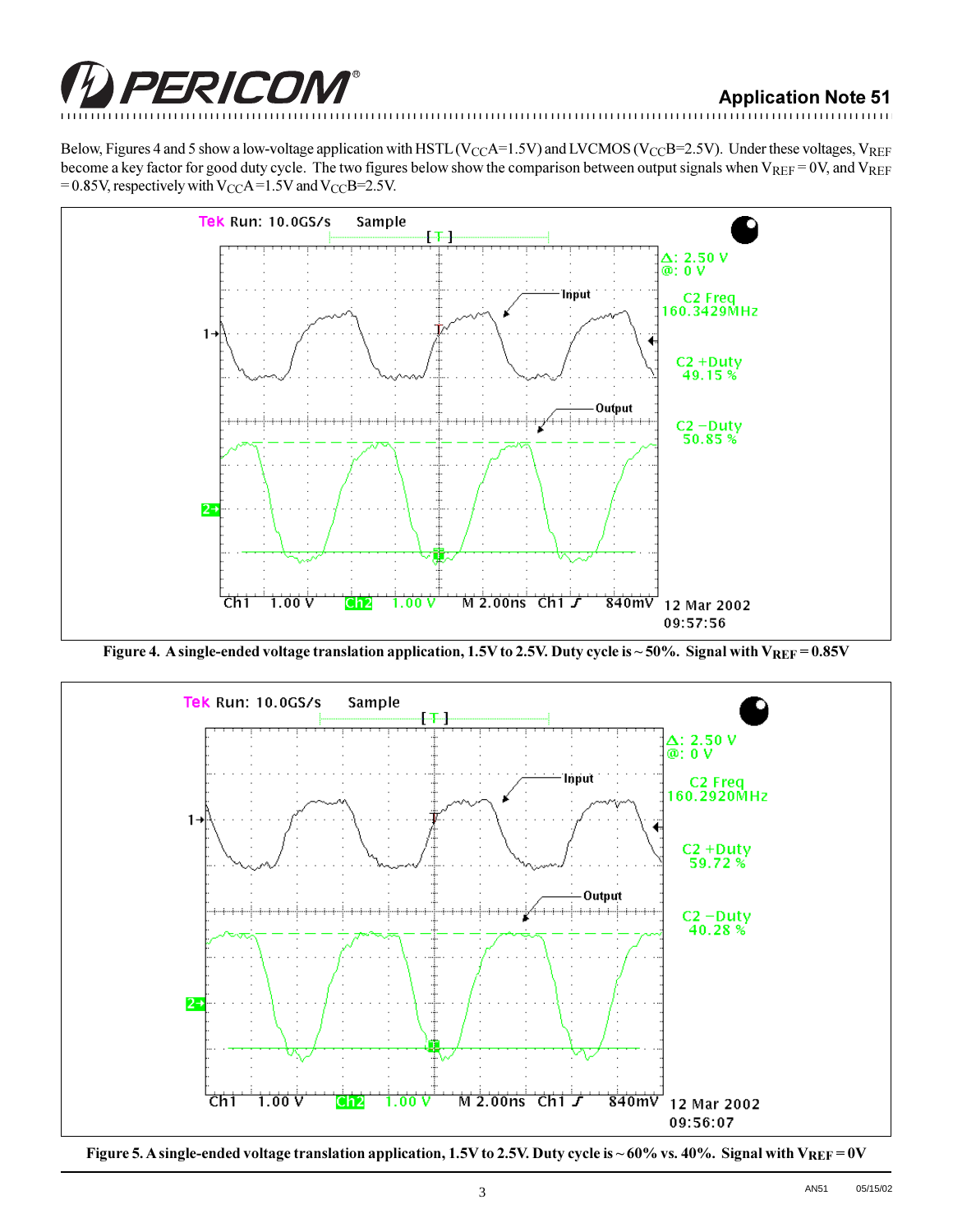Below, Figures 4 and 5 show a low-voltage application with HSTL ($V_{CC}A$=1.5V) and LVCMOS ($V_{CC}B$=2.5V). Under these voltages, $V_{REF}$ become a key factor for good duty cycle. The two figures below show the comparison between output signals when $V_{REF}$ = 0V, and $V_{REF}$ = 0.85V, respectively with $V_{CC}A$ =1.5V and $V_{CC}B$=2.5V.

**Figure 4. A single-ended voltage translation application, 1.5V to 2.5V. Duty cycle is ~ 50%. Signal with $V_{REF}$ = 0.85V**

**Figure 5. A single-ended voltage translation application, 1.5V to 2.5V. Duty cycle is ~ 60% vs. 40%. Signal with $V_{REF}$ = 0V**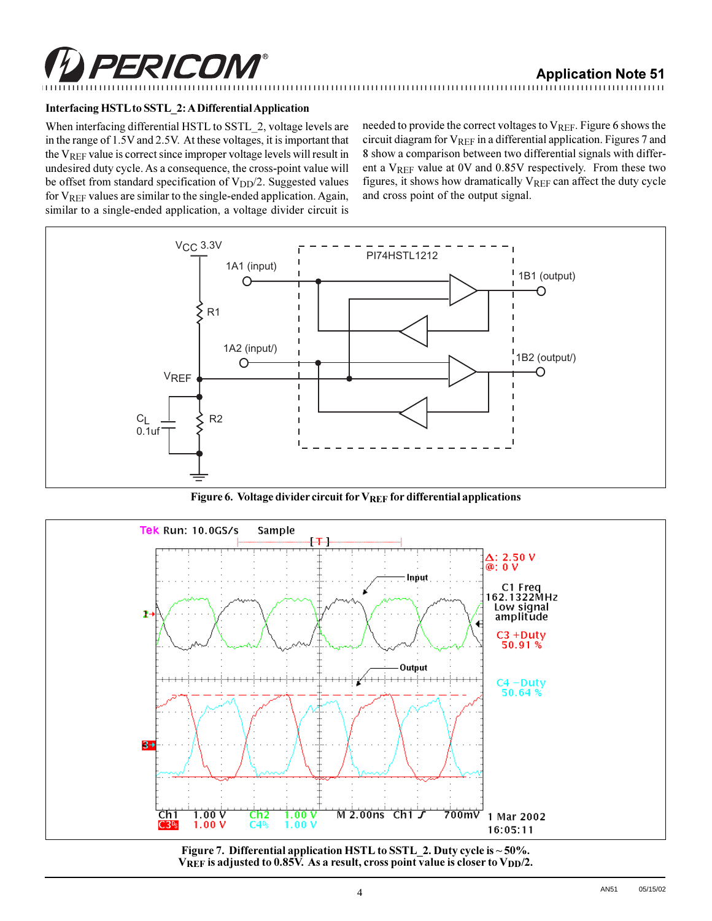### Interfacing HSTL to SSTL_2: A Differential Application

When interfacing differential HSTL to SSTL_2, voltage levels are in the range of 1.5V and 2.5V. At these voltages, it is important that the $V_{REF}$ value is correct since improper voltage levels will result in undesired duty cycle. As a consequence, the cross-point value will be offset from standard specification of $V_{DD}/2$. Suggested values for $V_{REF}$ values are similar to the single-ended application. Again, similar to a single-ended application, a voltage divider circuit is needed to provide the correct voltages to $V_{REF}$. Figure 6 shows the circuit diagram for $V_{REF}$ in a differential application. Figures 7 and 8 show a comparison between two differential signals with different a $V_{REF}$ value at 0V and 0.85V respectively. From these two figures, it shows how dramatically $V_{REF}$ can affect the duty cycle and cross point of the output signal.

**Figure 6. Voltage divider circuit for $V_{REF}$ for differential applications**

**Figure 7. Differential application HSTL to SSTL_2. Duty cycle is ~ 50%. $V_{REF}$ is adjusted to 0.85V. As a result, cross point value is closer to $V_{DD}/2$.**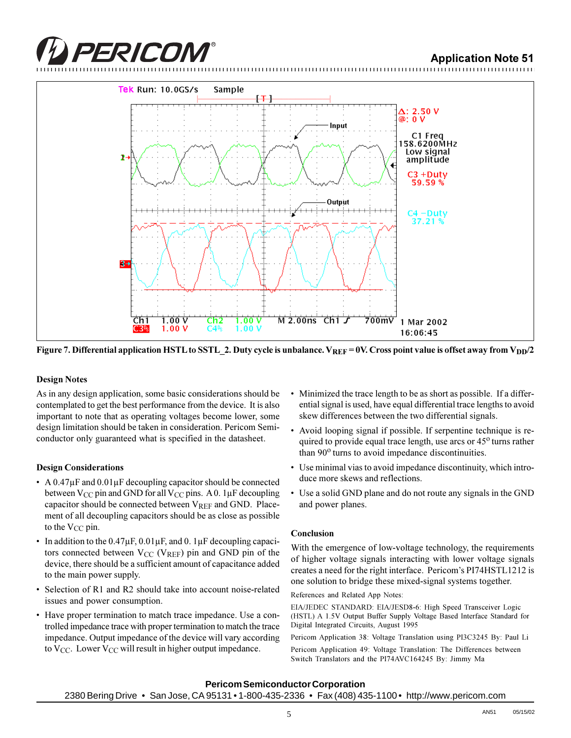Tek Run: 10.0GS/s Sample

Input

Output

Δ: 2.50 V
@: 0 V

C1 Freq
158.6200MHz
Low signal
amplitude

C3 +Duty
59.59 %

C4 −Duty
37.21 %

Ch1 1.00 V Ch2 1.00 V M 2.00ns Ch1 ƒ 700mV
C3 1.00 V C4 1.00 V

1 Mar 2002
16:06:45

**Figure 7. Differential application HSTL to SSTL_2. Duty cycle is unbalance. $V_{REF}$ = 0V. Cross point value is offset away from $V_{DD}/2$**

**Design Notes**

As in any design application, some basic considerations should be contemplated to get the best performance from the device. It is also important to note that as operating voltages become lower, some design limitation should be taken in consideration. Pericom Semiconductor only guaranteed what is specified in the datasheet.

**Design Considerations**

- A 0.47µF and 0.01µF decoupling capacitor should be connected between $V_{CC}$ pin and GND for all $V_{CC}$ pins. A 0. 1µF decoupling capacitor should be connected between $V_{REF}$ and GND. Placement of all decoupling capacitors should be as close as possible to the $V_{CC}$ pin.
- In addition to the 0.47µF, 0.01µF, and 0. 1µF decoupling capacitors connected between $V_{CC}$ ($V_{REF}$) pin and GND pin of the device, there should be a sufficient amount of capacitance added to the main power supply.
- Selection of R1 and R2 should take into account noise-related issues and power consumption.
- Have proper termination to match trace impedance. Use a controlled impedance trace with proper termination to match the trace impedance. Output impedance of the device will vary according to $V_{CC}$. Lower $V_{CC}$ will result in higher output impedance.
- Minimized the trace length to be as short as possible. If a differential signal is used, have equal differential trace lengths to avoid skew differences between the two differential signals.
- Avoid looping signal if possible. If serpentine technique is required to provide equal trace length, use arcs or 45° turns rather than 90° turns to avoid impedance discontinuities.
- Use minimal vias to avoid impedance discontinuity, which introduce more skews and reflections.
- Use a solid GND plane and do not route any signals in the GND and power planes.

**Conclusion**

With the emergence of low-voltage technology, the requirements of higher voltage signals interacting with lower voltage signals creates a need for the right interface. Pericom's PI74HSTL1212 is one solution to bridge these mixed-signal systems together.

References and Related App Notes:

EIA/JEDEC STANDARD: EIA/JESD8-6: High Speed Transceiver Logic (HSTL) A 1.5V Output Buffer Supply Voltage Based Interface Standard for Digital Integrated Circuits, August 1995

Pericom Application 38: Voltage Translation using PI3C3245 By: Paul Li

Pericom Application 49: Voltage Translation: The Differences between Switch Translators and the PI74AVC164245 By: Jimmy Ma

**Pericom Semiconductor Corporation**
2380 Bering Drive • San Jose, CA 95131 • 1-800-435-2336 • Fax (408) 435-1100 • http://www.pericom.com